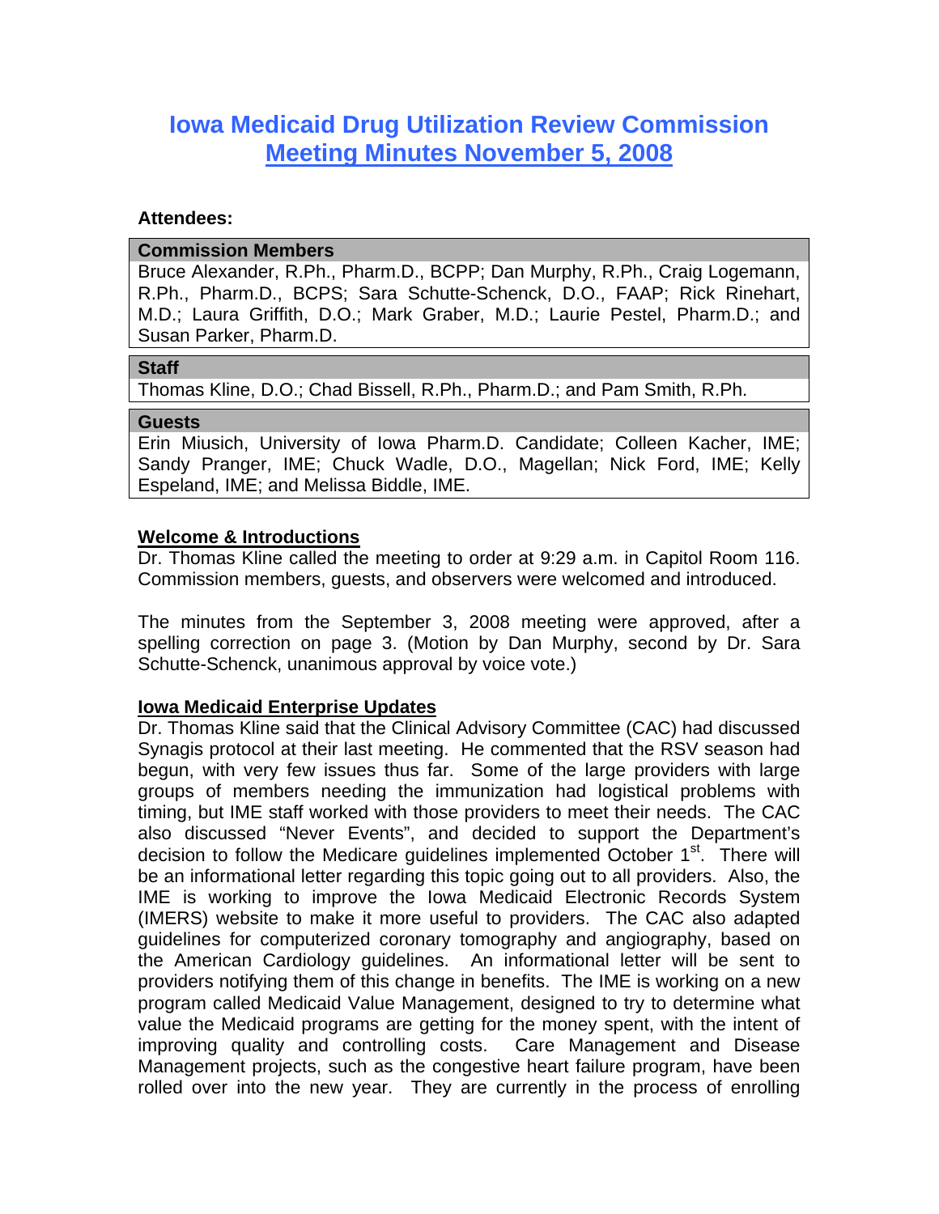# Iowa Medicaid Drug Utilization Review Commission
## Meeting Minutes November 5, 2008

**Attendees:**

| **Commission Members** |
|---|
| Bruce Alexander, R.Ph., Pharm.D., BCPP; Dan Murphy, R.Ph., Craig Logemann, R.Ph., Pharm.D., BCPS; Sara Schutte-Schenck, D.O., FAAP; Rick Rinehart, M.D.; Laura Griffith, D.O.; Mark Graber, M.D.; Laurie Pestel, Pharm.D.; and Susan Parker, Pharm.D. |

| **Staff** |
|---|
| Thomas Kline, D.O.; Chad Bissell, R.Ph., Pharm.D.; and Pam Smith, R.Ph. |

| **Guests** |
|---|
| Erin Miusich, University of Iowa Pharm.D. Candidate; Colleen Kacher, IME; Sandy Pranger, IME; Chuck Wadle, D.O., Magellan; Nick Ford, IME; Kelly Espeland, IME; and Melissa Biddle, IME. |

**Welcome & Introductions**

Dr. Thomas Kline called the meeting to order at 9:29 a.m. in Capitol Room 116. Commission members, guests, and observers were welcomed and introduced.

The minutes from the September 3, 2008 meeting were approved, after a spelling correction on page 3. (Motion by Dan Murphy, second by Dr. Sara Schutte-Schenck, unanimous approval by voice vote.)

**Iowa Medicaid Enterprise Updates**

Dr. Thomas Kline said that the Clinical Advisory Committee (CAC) had discussed Synagis protocol at their last meeting. He commented that the RSV season had begun, with very few issues thus far. Some of the large providers with large groups of members needing the immunization had logistical problems with timing, but IME staff worked with those providers to meet their needs. The CAC also discussed "Never Events", and decided to support the Department's decision to follow the Medicare guidelines implemented October 1st. There will be an informational letter regarding this topic going out to all providers. Also, the IME is working to improve the Iowa Medicaid Electronic Records System (IMERS) website to make it more useful to providers. The CAC also adapted guidelines for computerized coronary tomography and angiography, based on the American Cardiology guidelines. An informational letter will be sent to providers notifying them of this change in benefits. The IME is working on a new program called Medicaid Value Management, designed to try to determine what value the Medicaid programs are getting for the money spent, with the intent of improving quality and controlling costs. Care Management and Disease Management projects, such as the congestive heart failure program, have been rolled over into the new year. They are currently in the process of enrolling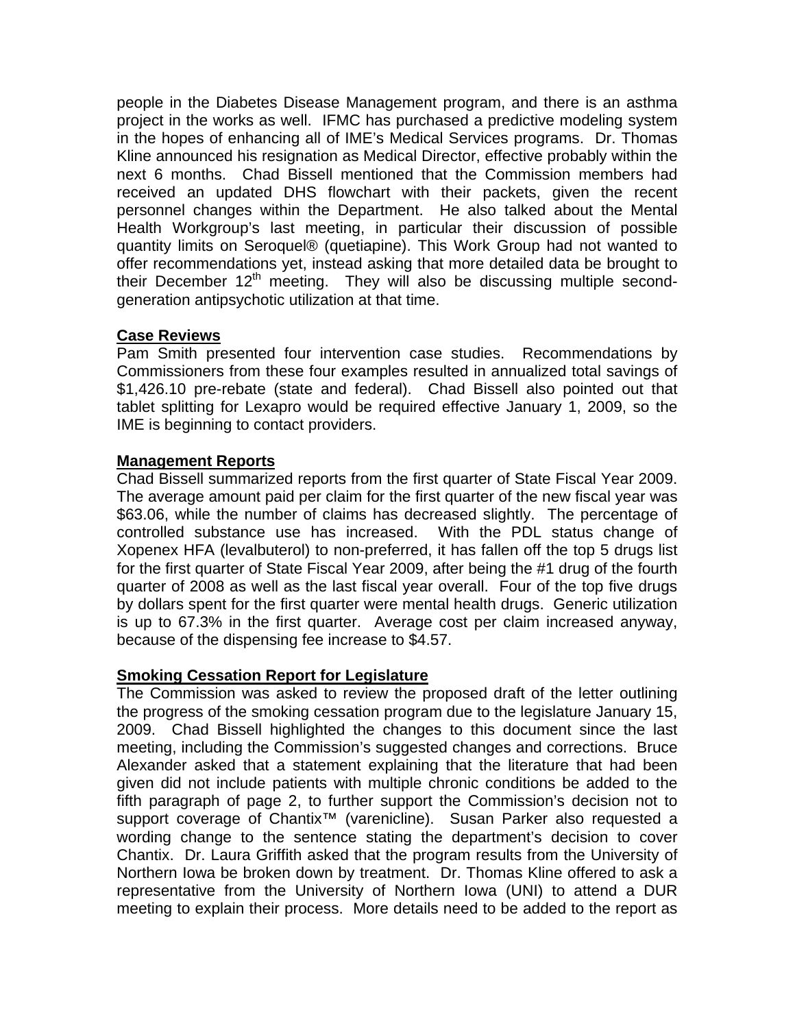people in the Diabetes Disease Management program, and there is an asthma project in the works as well. IFMC has purchased a predictive modeling system in the hopes of enhancing all of IME's Medical Services programs. Dr. Thomas Kline announced his resignation as Medical Director, effective probably within the next 6 months. Chad Bissell mentioned that the Commission members had received an updated DHS flowchart with their packets, given the recent personnel changes within the Department. He also talked about the Mental Health Workgroup's last meeting, in particular their discussion of possible quantity limits on Seroquel® (quetiapine). This Work Group had not wanted to offer recommendations yet, instead asking that more detailed data be brought to their December 12th meeting. They will also be discussing multiple second-generation antipsychotic utilization at that time.

**Case Reviews**

Pam Smith presented four intervention case studies. Recommendations by Commissioners from these four examples resulted in annualized total savings of $1,426.10 pre-rebate (state and federal). Chad Bissell also pointed out that tablet splitting for Lexapro would be required effective January 1, 2009, so the IME is beginning to contact providers.

**Management Reports**

Chad Bissell summarized reports from the first quarter of State Fiscal Year 2009. The average amount paid per claim for the first quarter of the new fiscal year was $63.06, while the number of claims has decreased slightly. The percentage of controlled substance use has increased. With the PDL status change of Xopenex HFA (levalbuterol) to non-preferred, it has fallen off the top 5 drugs list for the first quarter of State Fiscal Year 2009, after being the #1 drug of the fourth quarter of 2008 as well as the last fiscal year overall. Four of the top five drugs by dollars spent for the first quarter were mental health drugs. Generic utilization is up to 67.3% in the first quarter. Average cost per claim increased anyway, because of the dispensing fee increase to $4.57.

**Smoking Cessation Report for Legislature**

The Commission was asked to review the proposed draft of the letter outlining the progress of the smoking cessation program due to the legislature January 15, 2009. Chad Bissell highlighted the changes to this document since the last meeting, including the Commission's suggested changes and corrections. Bruce Alexander asked that a statement explaining that the literature that had been given did not include patients with multiple chronic conditions be added to the fifth paragraph of page 2, to further support the Commission's decision not to support coverage of Chantix™ (varenicline). Susan Parker also requested a wording change to the sentence stating the department's decision to cover Chantix. Dr. Laura Griffith asked that the program results from the University of Northern Iowa be broken down by treatment. Dr. Thomas Kline offered to ask a representative from the University of Northern Iowa (UNI) to attend a DUR meeting to explain their process. More details need to be added to the report as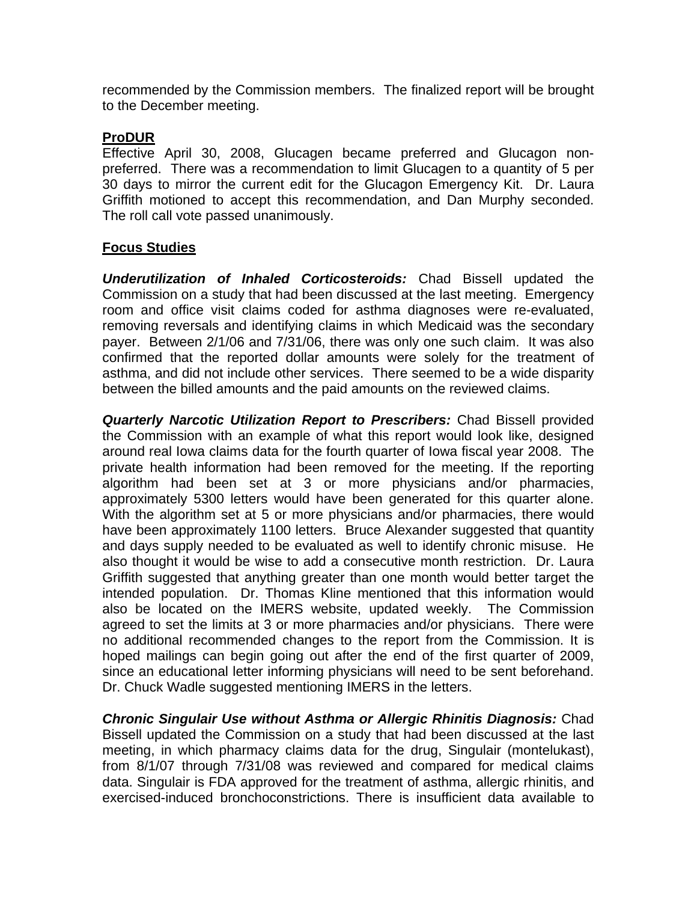recommended by the Commission members. The finalized report will be brought to the December meeting.

**ProDUR**

Effective April 30, 2008, Glucagen became preferred and Glucagon non-preferred. There was a recommendation to limit Glucagen to a quantity of 5 per 30 days to mirror the current edit for the Glucagon Emergency Kit. Dr. Laura Griffith motioned to accept this recommendation, and Dan Murphy seconded. The roll call vote passed unanimously.

**Focus Studies**

***Underutilization of Inhaled Corticosteroids:*** Chad Bissell updated the Commission on a study that had been discussed at the last meeting. Emergency room and office visit claims coded for asthma diagnoses were re-evaluated, removing reversals and identifying claims in which Medicaid was the secondary payer. Between 2/1/06 and 7/31/06, there was only one such claim. It was also confirmed that the reported dollar amounts were solely for the treatment of asthma, and did not include other services. There seemed to be a wide disparity between the billed amounts and the paid amounts on the reviewed claims.

***Quarterly Narcotic Utilization Report to Prescribers:*** Chad Bissell provided the Commission with an example of what this report would look like, designed around real Iowa claims data for the fourth quarter of Iowa fiscal year 2008. The private health information had been removed for the meeting. If the reporting algorithm had been set at 3 or more physicians and/or pharmacies, approximately 5300 letters would have been generated for this quarter alone. With the algorithm set at 5 or more physicians and/or pharmacies, there would have been approximately 1100 letters. Bruce Alexander suggested that quantity and days supply needed to be evaluated as well to identify chronic misuse. He also thought it would be wise to add a consecutive month restriction. Dr. Laura Griffith suggested that anything greater than one month would better target the intended population. Dr. Thomas Kline mentioned that this information would also be located on the IMERS website, updated weekly. The Commission agreed to set the limits at 3 or more pharmacies and/or physicians. There were no additional recommended changes to the report from the Commission. It is hoped mailings can begin going out after the end of the first quarter of 2009, since an educational letter informing physicians will need to be sent beforehand. Dr. Chuck Wadle suggested mentioning IMERS in the letters.

***Chronic Singulair Use without Asthma or Allergic Rhinitis Diagnosis:*** Chad Bissell updated the Commission on a study that had been discussed at the last meeting, in which pharmacy claims data for the drug, Singulair (montelukast), from 8/1/07 through 7/31/08 was reviewed and compared for medical claims data. Singulair is FDA approved for the treatment of asthma, allergic rhinitis, and exercised-induced bronchoconstrictions. There is insufficient data available to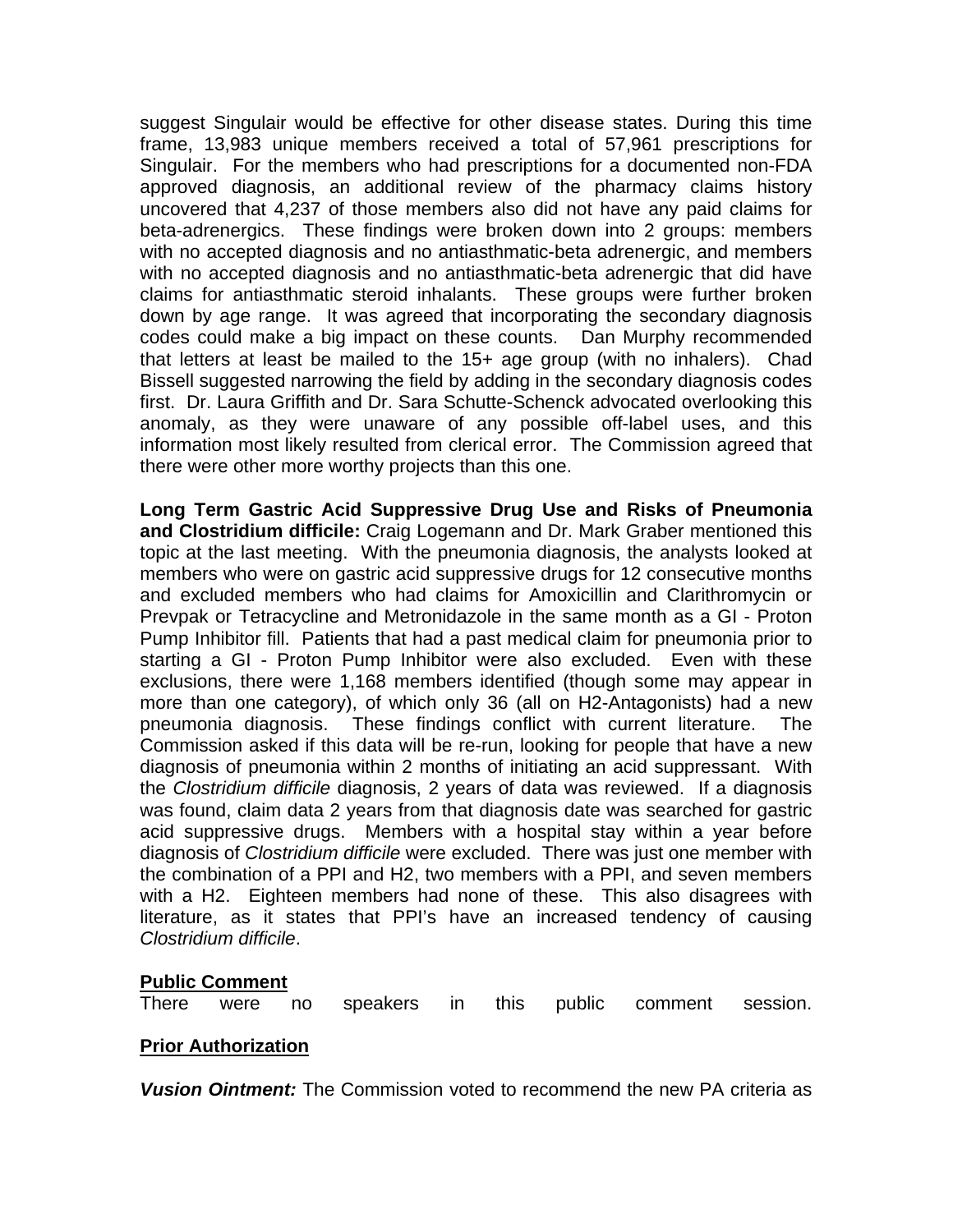suggest Singulair would be effective for other disease states. During this time frame, 13,983 unique members received a total of 57,961 prescriptions for Singulair. For the members who had prescriptions for a documented non-FDA approved diagnosis, an additional review of the pharmacy claims history uncovered that 4,237 of those members also did not have any paid claims for beta-adrenergics. These findings were broken down into 2 groups: members with no accepted diagnosis and no antiasthmatic-beta adrenergic, and members with no accepted diagnosis and no antiasthmatic-beta adrenergic that did have claims for antiasthmatic steroid inhalants. These groups were further broken down by age range. It was agreed that incorporating the secondary diagnosis codes could make a big impact on these counts. Dan Murphy recommended that letters at least be mailed to the 15+ age group (with no inhalers). Chad Bissell suggested narrowing the field by adding in the secondary diagnosis codes first. Dr. Laura Griffith and Dr. Sara Schutte-Schenck advocated overlooking this anomaly, as they were unaware of any possible off-label uses, and this information most likely resulted from clerical error. The Commission agreed that there were other more worthy projects than this one.

**Long Term Gastric Acid Suppressive Drug Use and Risks of Pneumonia and Clostridium difficile:** Craig Logemann and Dr. Mark Graber mentioned this topic at the last meeting. With the pneumonia diagnosis, the analysts looked at members who were on gastric acid suppressive drugs for 12 consecutive months and excluded members who had claims for Amoxicillin and Clarithromycin or Prevpak or Tetracycline and Metronidazole in the same month as a GI - Proton Pump Inhibitor fill. Patients that had a past medical claim for pneumonia prior to starting a GI - Proton Pump Inhibitor were also excluded. Even with these exclusions, there were 1,168 members identified (though some may appear in more than one category), of which only 36 (all on H2-Antagonists) had a new pneumonia diagnosis. These findings conflict with current literature. The Commission asked if this data will be re-run, looking for people that have a new diagnosis of pneumonia within 2 months of initiating an acid suppressant. With the *Clostridium difficile* diagnosis, 2 years of data was reviewed. If a diagnosis was found, claim data 2 years from that diagnosis date was searched for gastric acid suppressive drugs. Members with a hospital stay within a year before diagnosis of *Clostridium difficile* were excluded. There was just one member with the combination of a PPI and H2, two members with a PPI, and seven members with a H2. Eighteen members had none of these. This also disagrees with literature, as it states that PPI's have an increased tendency of causing *Clostridium difficile*.

## Public Comment

There were no speakers in this public comment session.

## Prior Authorization

***Vusion Ointment:*** The Commission voted to recommend the new PA criteria as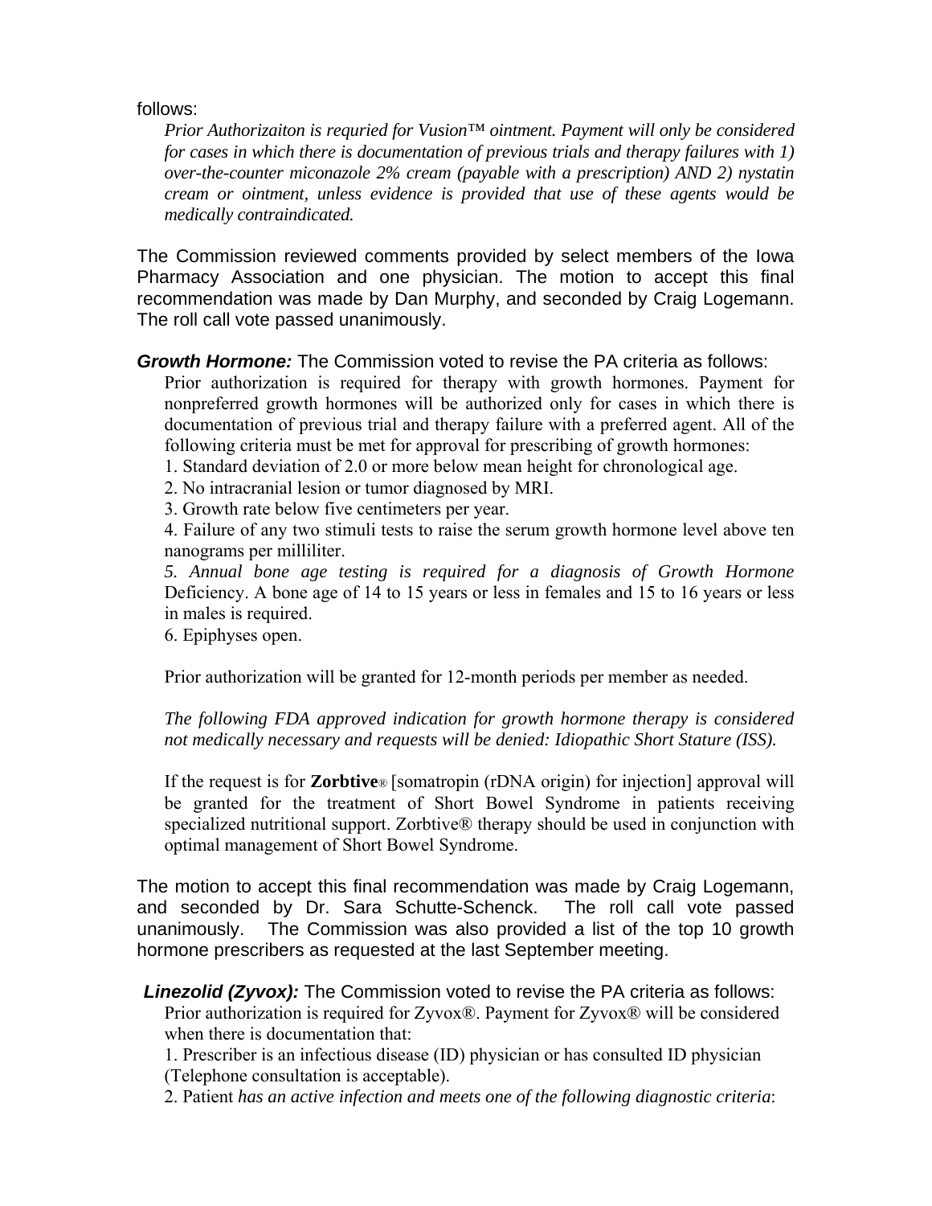follows:

*Prior Authorizaiton is requried for Vusion™ ointment. Payment will only be considered for cases in which there is documentation of previous trials and therapy failures with 1) over-the-counter miconazole 2% cream (payable with a prescription) AND 2) nystatin cream or ointment, unless evidence is provided that use of these agents would be medically contraindicated.*

The Commission reviewed comments provided by select members of the Iowa Pharmacy Association and one physician. The motion to accept this final recommendation was made by Dan Murphy, and seconded by Craig Logemann. The roll call vote passed unanimously.

***Growth Hormone:*** The Commission voted to revise the PA criteria as follows:

Prior authorization is required for therapy with growth hormones. Payment for nonpreferred growth hormones will be authorized only for cases in which there is documentation of previous trial and therapy failure with a preferred agent. All of the following criteria must be met for approval for prescribing of growth hormones:

1. Standard deviation of 2.0 or more below mean height for chronological age.
2. No intracranial lesion or tumor diagnosed by MRI.
3. Growth rate below five centimeters per year.
4. Failure of any two stimuli tests to raise the serum growth hormone level above ten nanograms per milliliter.
5. *Annual bone age testing is required for a diagnosis of Growth Hormone* Deficiency. A bone age of 14 to 15 years or less in females and 15 to 16 years or less in males is required.
6. Epiphyses open.

Prior authorization will be granted for 12-month periods per member as needed.

*The following FDA approved indication for growth hormone therapy is considered not medically necessary and requests will be denied: Idiopathic Short Stature (ISS).*

If the request is for **Zorbtive**® [somatropin (rDNA origin) for injection] approval will be granted for the treatment of Short Bowel Syndrome in patients receiving specialized nutritional support. Zorbtive® therapy should be used in conjunction with optimal management of Short Bowel Syndrome.

The motion to accept this final recommendation was made by Craig Logemann, and seconded by Dr. Sara Schutte-Schenck. The roll call vote passed unanimously. The Commission was also provided a list of the top 10 growth hormone prescribers as requested at the last September meeting.

***Linezolid (Zyvox):*** The Commission voted to revise the PA criteria as follows:

Prior authorization is required for Zyvox®. Payment for Zyvox® will be considered when there is documentation that:

1. Prescriber is an infectious disease (ID) physician or has consulted ID physician (Telephone consultation is acceptable).
2. Patient *has an active infection and meets one of the following diagnostic criteria*: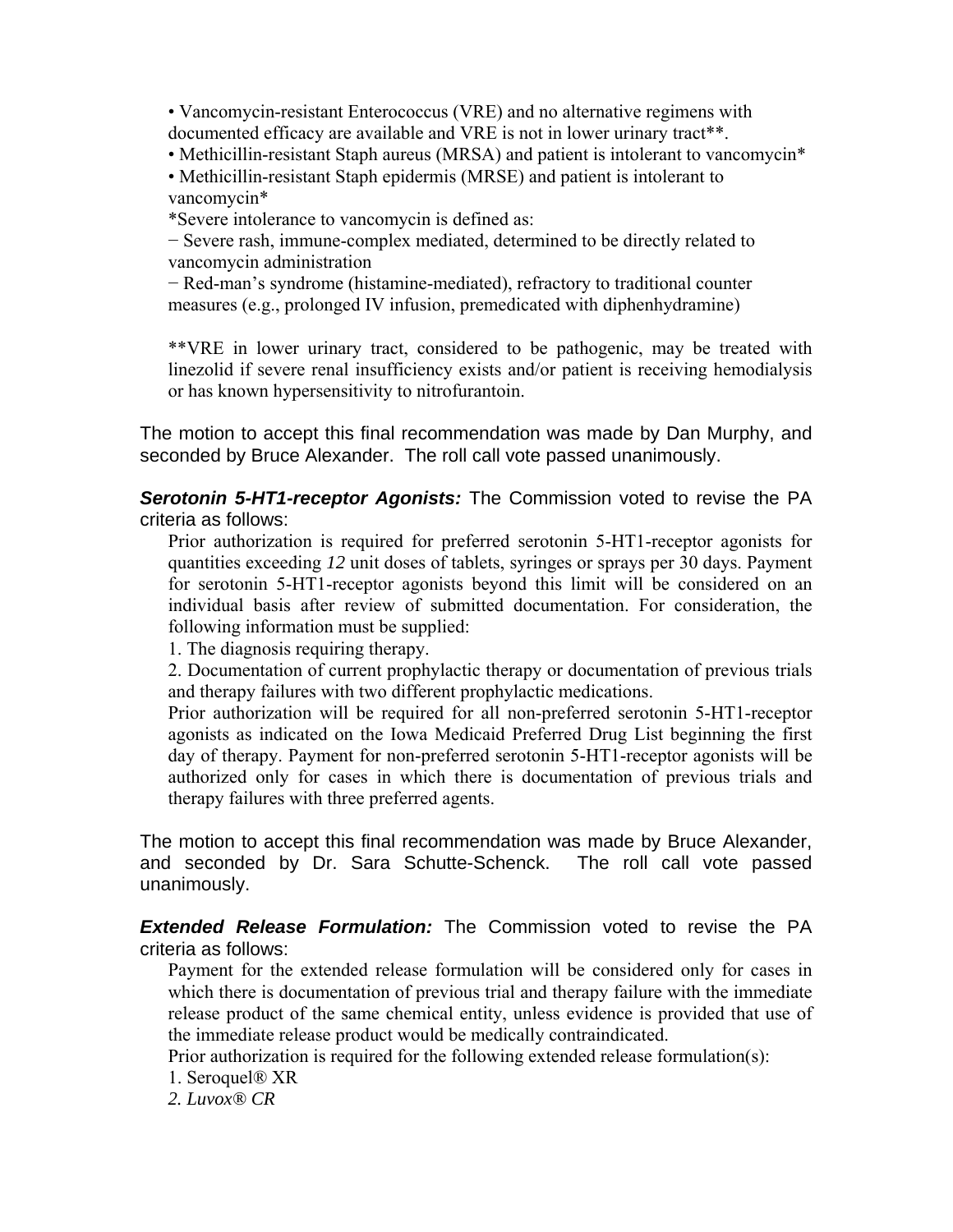- Vancomycin-resistant Enterococcus (VRE) and no alternative regimens with documented efficacy are available and VRE is not in lower urinary tract**.
- Methicillin-resistant Staph aureus (MRSA) and patient is intolerant to vancomycin*
- Methicillin-resistant Staph epidermis (MRSE) and patient is intolerant to vancomycin*

*Severe intolerance to vancomycin is defined as:

− Severe rash, immune-complex mediated, determined to be directly related to vancomycin administration

− Red-man's syndrome (histamine-mediated), refractory to traditional counter measures (e.g., prolonged IV infusion, premedicated with diphenhydramine)

**VRE in lower urinary tract, considered to be pathogenic, may be treated with linezolid if severe renal insufficiency exists and/or patient is receiving hemodialysis or has known hypersensitivity to nitrofurantoin.

The motion to accept this final recommendation was made by Dan Murphy, and seconded by Bruce Alexander. The roll call vote passed unanimously.

***Serotonin 5-HT1-receptor Agonists:*** The Commission voted to revise the PA criteria as follows:

Prior authorization is required for preferred serotonin 5-HT1-receptor agonists for quantities exceeding *12* unit doses of tablets, syringes or sprays per 30 days. Payment for serotonin 5-HT1-receptor agonists beyond this limit will be considered on an individual basis after review of submitted documentation. For consideration, the following information must be supplied:

1. The diagnosis requiring therapy.
2. Documentation of current prophylactic therapy or documentation of previous trials and therapy failures with two different prophylactic medications.

Prior authorization will be required for all non-preferred serotonin 5-HT1-receptor agonists as indicated on the Iowa Medicaid Preferred Drug List beginning the first day of therapy. Payment for non-preferred serotonin 5-HT1-receptor agonists will be authorized only for cases in which there is documentation of previous trials and therapy failures with three preferred agents.

The motion to accept this final recommendation was made by Bruce Alexander, and seconded by Dr. Sara Schutte-Schenck. The roll call vote passed unanimously.

***Extended Release Formulation:*** The Commission voted to revise the PA criteria as follows:

Payment for the extended release formulation will be considered only for cases in which there is documentation of previous trial and therapy failure with the immediate release product of the same chemical entity, unless evidence is provided that use of the immediate release product would be medically contraindicated.

Prior authorization is required for the following extended release formulation(s):

1. Seroquel® XR
2. *Luvox® CR*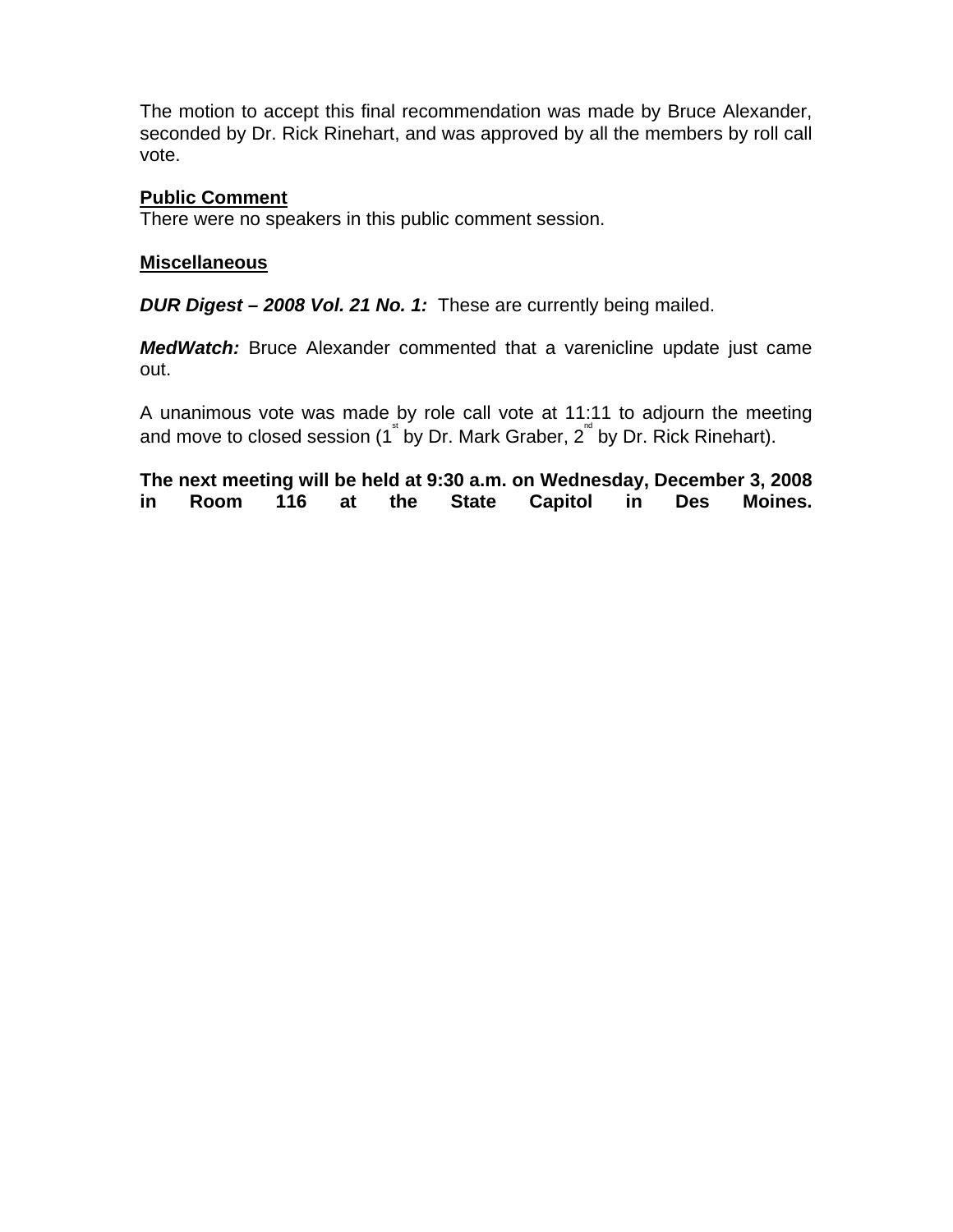The motion to accept this final recommendation was made by Bruce Alexander, seconded by Dr. Rick Rinehart, and was approved by all the members by roll call vote.

**Public Comment**

There were no speakers in this public comment session.

**Miscellaneous**

***DUR Digest – 2008 Vol. 21 No. 1:*** These are currently being mailed.

***MedWatch:*** Bruce Alexander commented that a varenicline update just came out.

A unanimous vote was made by role call vote at 11:11 to adjourn the meeting and move to closed session (1st by Dr. Mark Graber, 2nd by Dr. Rick Rinehart).

**The next meeting will be held at 9:30 a.m. on Wednesday, December 3, 2008 in Room 116 at the State Capitol in Des Moines.**